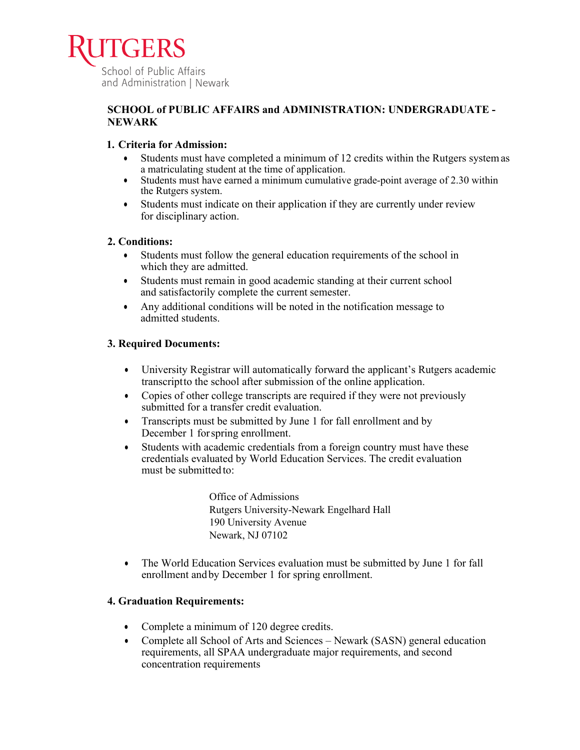RUTGERS
School of Public Affairs and Administration | Newark

## SCHOOL of PUBLIC AFFAIRS and ADMINISTRATION: UNDERGRADUATE - NEWARK

### 1. Criteria for Admission:

- Students must have completed a minimum of 12 credits within the Rutgers system as a matriculating student at the time of application.
- Students must have earned a minimum cumulative grade-point average of 2.30 within the Rutgers system.
- Students must indicate on their application if they are currently under review for disciplinary action.

### 2. Conditions:

- Students must follow the general education requirements of the school in which they are admitted.
- Students must remain in good academic standing at their current school and satisfactorily complete the current semester.
- Any additional conditions will be noted in the notification message to admitted students.

### 3. Required Documents:

- University Registrar will automatically forward the applicant's Rutgers academic transcript to the school after submission of the online application.
- Copies of other college transcripts are required if they were not previously submitted for a transfer credit evaluation.
- Transcripts must be submitted by June 1 for fall enrollment and by December 1 for spring enrollment.
- Students with academic credentials from a foreign country must have these credentials evaluated by World Education Services. The credit evaluation must be submitted to:

  Office of Admissions
  Rutgers University-Newark Engelhard Hall
  190 University Avenue
  Newark, NJ 07102

- The World Education Services evaluation must be submitted by June 1 for fall enrollment and by December 1 for spring enrollment.

### 4. Graduation Requirements:

- Complete a minimum of 120 degree credits.
- Complete all School of Arts and Sciences – Newark (SASN) general education requirements, all SPAA undergraduate major requirements, and second concentration requirements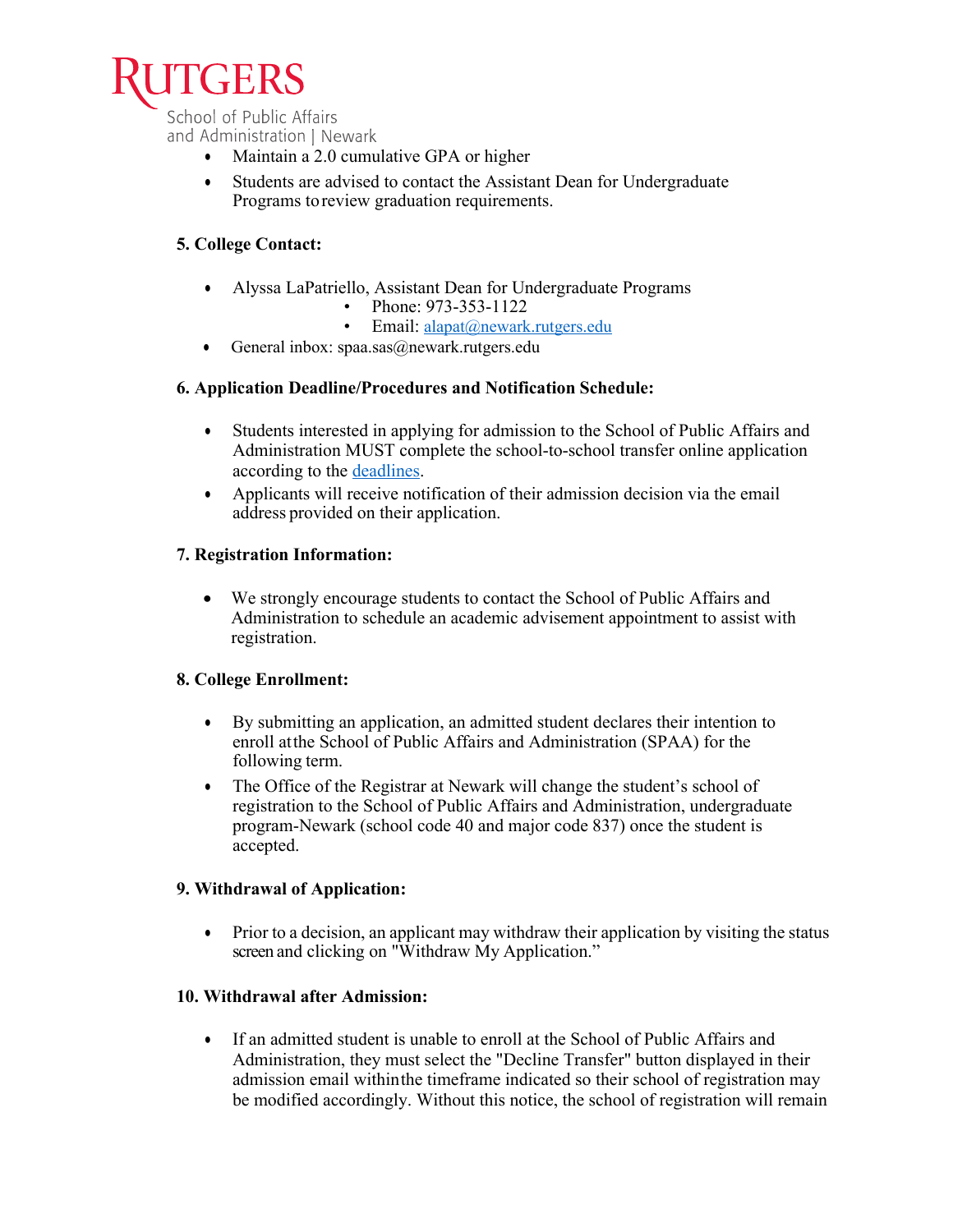- Maintain a 2.0 cumulative GPA or higher
- Students are advised to contact the Assistant Dean for Undergraduate Programs to review graduation requirements.

**5. College Contact:**

- Alyssa LaPatriello, Assistant Dean for Undergraduate Programs
  - Phone: 973-353-1122
  - Email: [alapat@newark.rutgers.edu](mailto:alapat@newark.rutgers.edu)
- General inbox: spaa.sas@newark.rutgers.edu

**6. Application Deadline/Procedures and Notification Schedule:**

- Students interested in applying for admission to the School of Public Affairs and Administration MUST complete the school-to-school transfer online application according to the deadlines.
- Applicants will receive notification of their admission decision via the email address provided on their application.

**7. Registration Information:**

- We strongly encourage students to contact the School of Public Affairs and Administration to schedule an academic advisement appointment to assist with registration.

**8. College Enrollment:**

- By submitting an application, an admitted student declares their intention to enroll at the School of Public Affairs and Administration (SPAA) for the following term.
- The Office of the Registrar at Newark will change the student's school of registration to the School of Public Affairs and Administration, undergraduate program-Newark (school code 40 and major code 837) once the student is accepted.

**9. Withdrawal of Application:**

- Prior to a decision, an applicant may withdraw their application by visiting the status screen and clicking on "Withdraw My Application."

**10. Withdrawal after Admission:**

- If an admitted student is unable to enroll at the School of Public Affairs and Administration, they must select the "Decline Transfer" button displayed in their admission email within the timeframe indicated so their school of registration may be modified accordingly. Without this notice, the school of registration will remain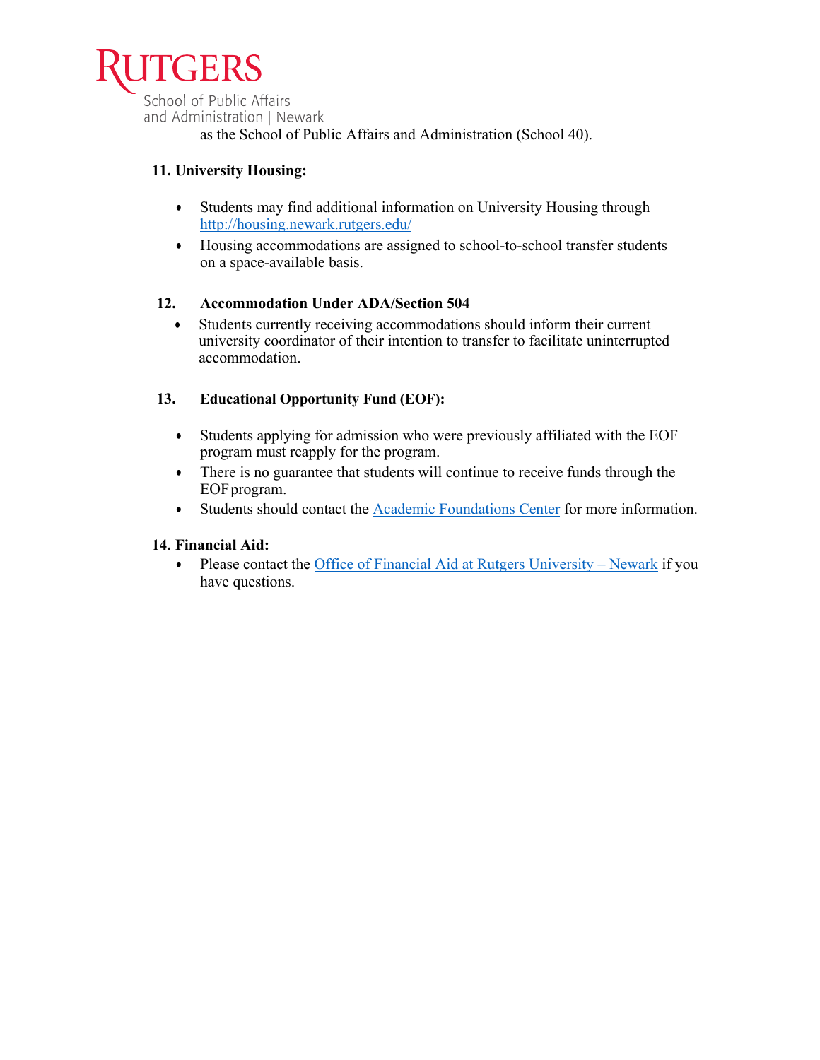as the School of Public Affairs and Administration (School 40).

**11. University Housing:**

- Students may find additional information on University Housing through http://housing.newark.rutgers.edu/
- Housing accommodations are assigned to school-to-school transfer students on a space-available basis.

**12. Accommodation Under ADA/Section 504**

- Students currently receiving accommodations should inform their current university coordinator of their intention to transfer to facilitate uninterrupted accommodation.

**13. Educational Opportunity Fund (EOF):**

- Students applying for admission who were previously affiliated with the EOF program must reapply for the program.
- There is no guarantee that students will continue to receive funds through the EOF program.
- Students should contact the Academic Foundations Center for more information.

**14. Financial Aid:**

- Please contact the Office of Financial Aid at Rutgers University – Newark if you have questions.